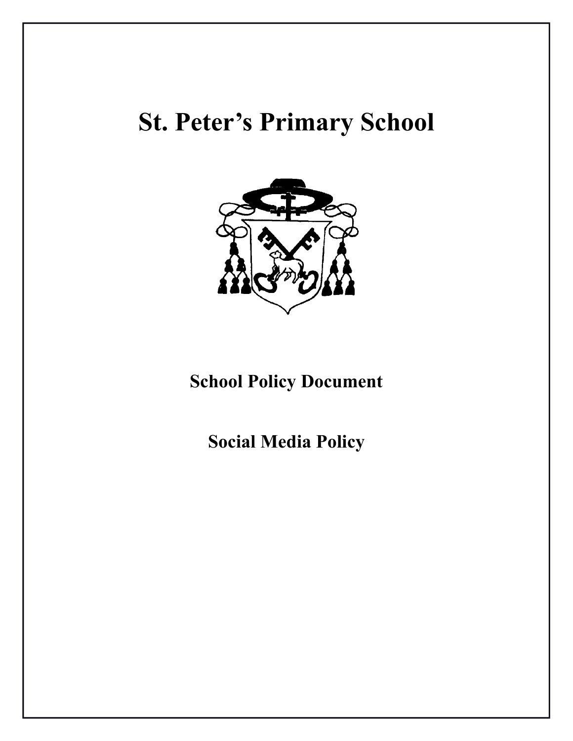# St. Peter's Primary School

## School Policy Document

## Social Media Policy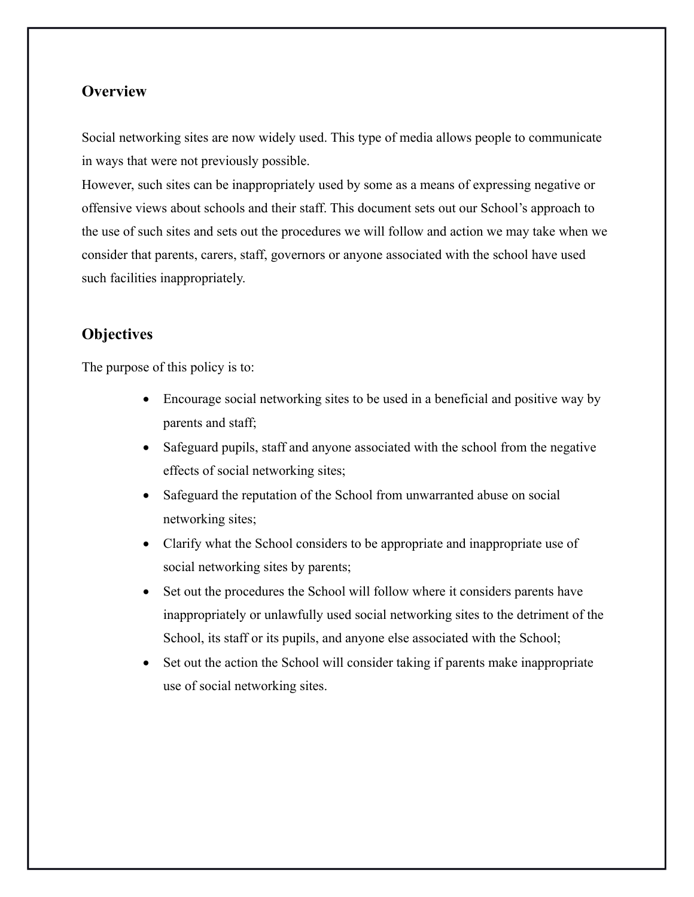## Overview

Social networking sites are now widely used. This type of media allows people to communicate in ways that were not previously possible.
However, such sites can be inappropriately used by some as a means of expressing negative or offensive views about schools and their staff. This document sets out our School's approach to the use of such sites and sets out the procedures we will follow and action we may take when we consider that parents, carers, staff, governors or anyone associated with the school have used such facilities inappropriately.

## Objectives

The purpose of this policy is to:

- Encourage social networking sites to be used in a beneficial and positive way by parents and staff;
- Safeguard pupils, staff and anyone associated with the school from the negative effects of social networking sites;
- Safeguard the reputation of the School from unwarranted abuse on social networking sites;
- Clarify what the School considers to be appropriate and inappropriate use of social networking sites by parents;
- Set out the procedures the School will follow where it considers parents have inappropriately or unlawfully used social networking sites to the detriment of the School, its staff or its pupils, and anyone else associated with the School;
- Set out the action the School will consider taking if parents make inappropriate use of social networking sites.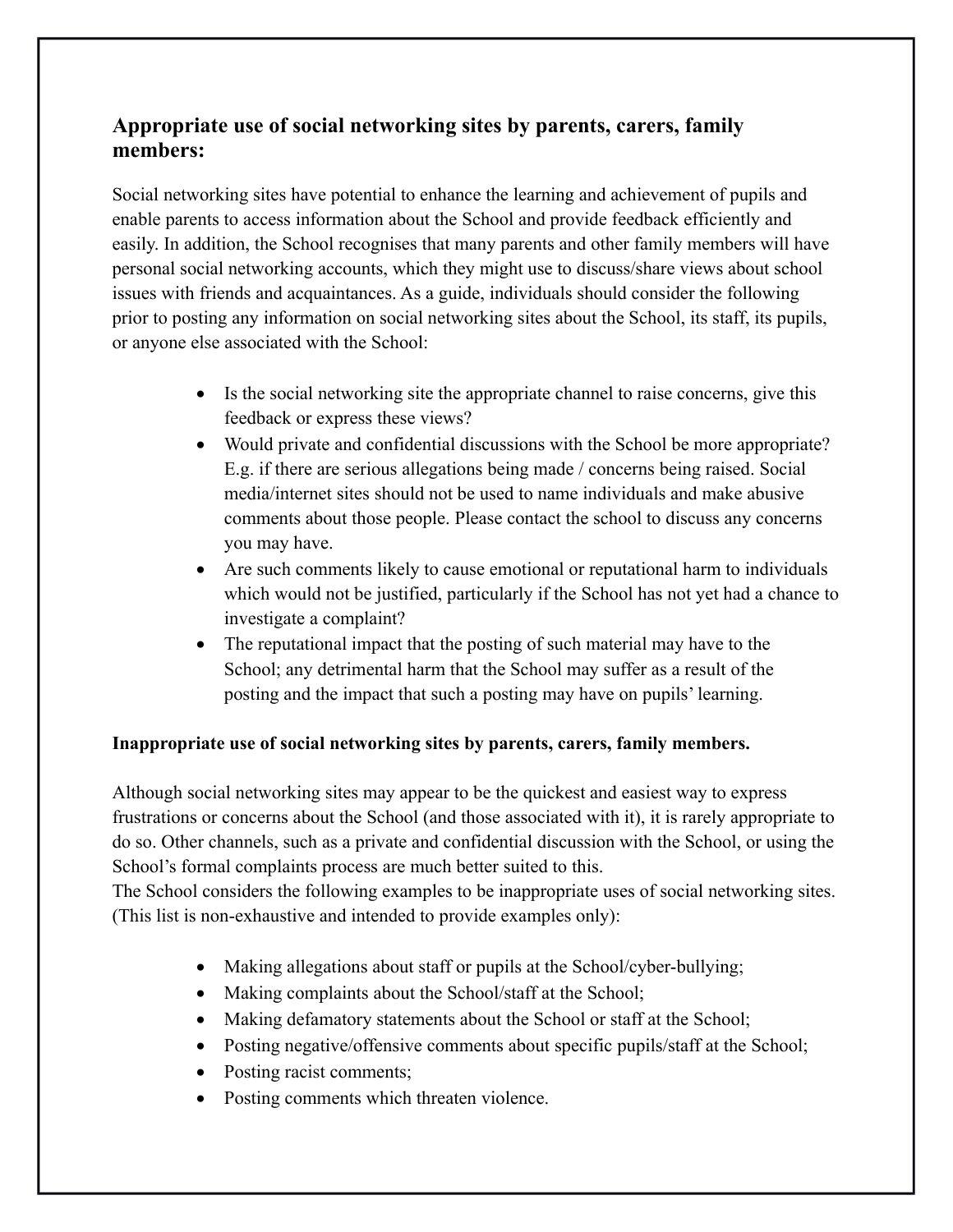## Appropriate use of social networking sites by parents, carers, family members:

Social networking sites have potential to enhance the learning and achievement of pupils and enable parents to access information about the School and provide feedback efficiently and easily. In addition, the School recognises that many parents and other family members will have personal social networking accounts, which they might use to discuss/share views about school issues with friends and acquaintances. As a guide, individuals should consider the following prior to posting any information on social networking sites about the School, its staff, its pupils, or anyone else associated with the School:

- Is the social networking site the appropriate channel to raise concerns, give this feedback or express these views?
- Would private and confidential discussions with the School be more appropriate? E.g. if there are serious allegations being made / concerns being raised. Social media/internet sites should not be used to name individuals and make abusive comments about those people. Please contact the school to discuss any concerns you may have.
- Are such comments likely to cause emotional or reputational harm to individuals which would not be justified, particularly if the School has not yet had a chance to investigate a complaint?
- The reputational impact that the posting of such material may have to the School; any detrimental harm that the School may suffer as a result of the posting and the impact that such a posting may have on pupils' learning.

**Inappropriate use of social networking sites by parents, carers, family members.**

Although social networking sites may appear to be the quickest and easiest way to express frustrations or concerns about the School (and those associated with it), it is rarely appropriate to do so. Other channels, such as a private and confidential discussion with the School, or using the School's formal complaints process are much better suited to this.
The School considers the following examples to be inappropriate uses of social networking sites. (This list is non-exhaustive and intended to provide examples only):

- Making allegations about staff or pupils at the School/cyber-bullying;
- Making complaints about the School/staff at the School;
- Making defamatory statements about the School or staff at the School;
- Posting negative/offensive comments about specific pupils/staff at the School;
- Posting racist comments;
- Posting comments which threaten violence.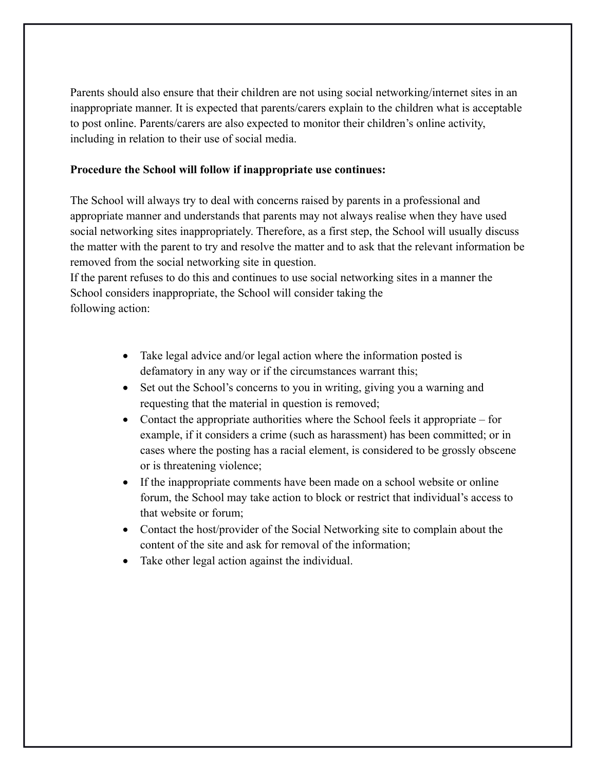Parents should also ensure that their children are not using social networking/internet sites in an inappropriate manner. It is expected that parents/carers explain to the children what is acceptable to post online. Parents/carers are also expected to monitor their children's online activity, including in relation to their use of social media.

**Procedure the School will follow if inappropriate use continues:**

The School will always try to deal with concerns raised by parents in a professional and appropriate manner and understands that parents may not always realise when they have used social networking sites inappropriately. Therefore, as a first step, the School will usually discuss the matter with the parent to try and resolve the matter and to ask that the relevant information be removed from the social networking site in question.
If the parent refuses to do this and continues to use social networking sites in a manner the School considers inappropriate, the School will consider taking the following action:

- Take legal advice and/or legal action where the information posted is defamatory in any way or if the circumstances warrant this;
- Set out the School's concerns to you in writing, giving you a warning and requesting that the material in question is removed;
- Contact the appropriate authorities where the School feels it appropriate – for example, if it considers a crime (such as harassment) has been committed; or in cases where the posting has a racial element, is considered to be grossly obscene or is threatening violence;
- If the inappropriate comments have been made on a school website or online forum, the School may take action to block or restrict that individual's access to that website or forum;
- Contact the host/provider of the Social Networking site to complain about the content of the site and ask for removal of the information;
- Take other legal action against the individual.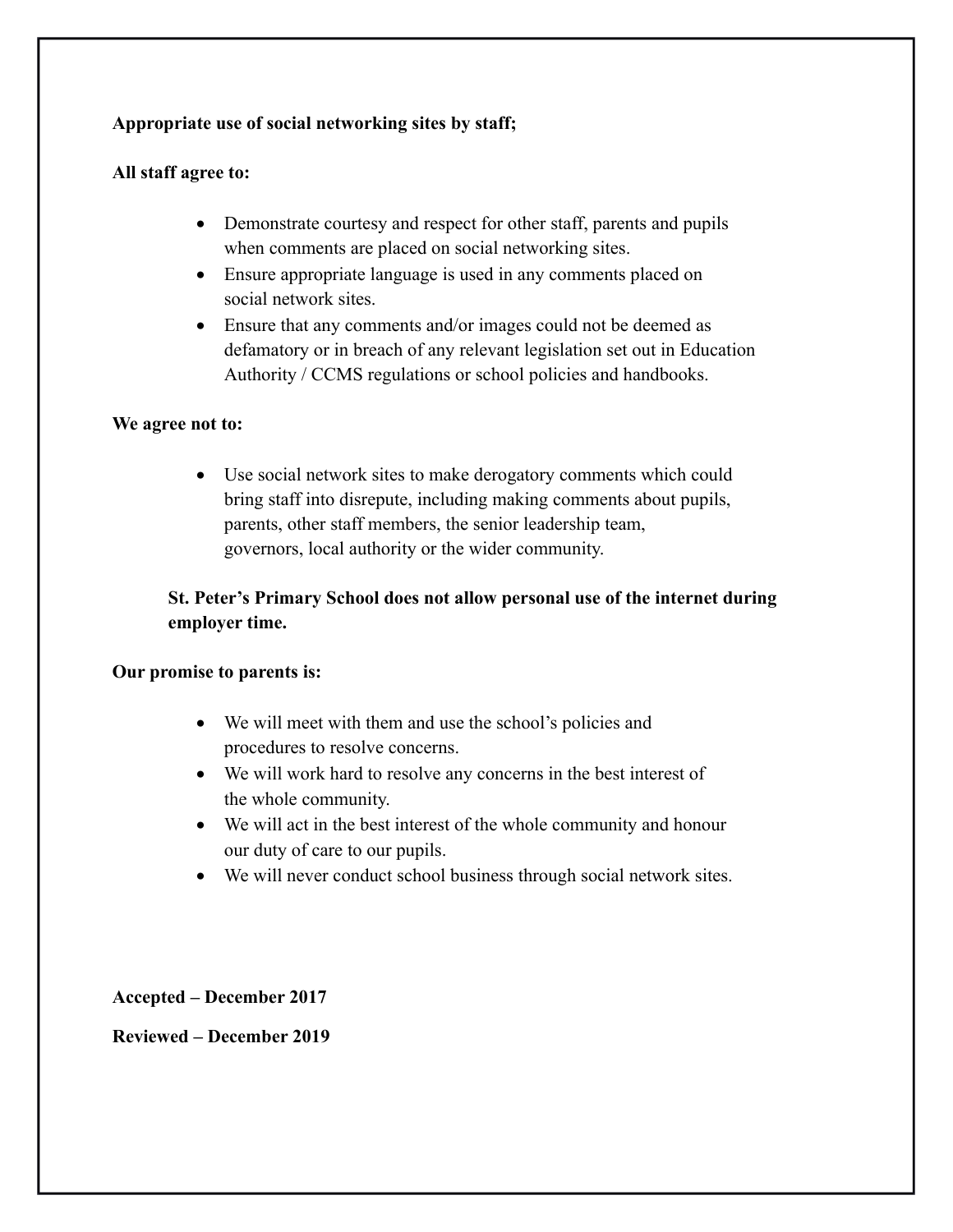**Appropriate use of social networking sites by staff;**

**All staff agree to:**

- Demonstrate courtesy and respect for other staff, parents and pupils when comments are placed on social networking sites.
- Ensure appropriate language is used in any comments placed on social network sites.
- Ensure that any comments and/or images could not be deemed as defamatory or in breach of any relevant legislation set out in Education Authority / CCMS regulations or school policies and handbooks.

**We agree not to:**

- Use social network sites to make derogatory comments which could bring staff into disrepute, including making comments about pupils, parents, other staff members, the senior leadership team, governors, local authority or the wider community.

**St. Peter's Primary School does not allow personal use of the internet during employer time.**

**Our promise to parents is:**

- We will meet with them and use the school's policies and procedures to resolve concerns.
- We will work hard to resolve any concerns in the best interest of the whole community.
- We will act in the best interest of the whole community and honour our duty of care to our pupils.
- We will never conduct school business through social network sites.

**Accepted – December 2017**

**Reviewed – December 2019**